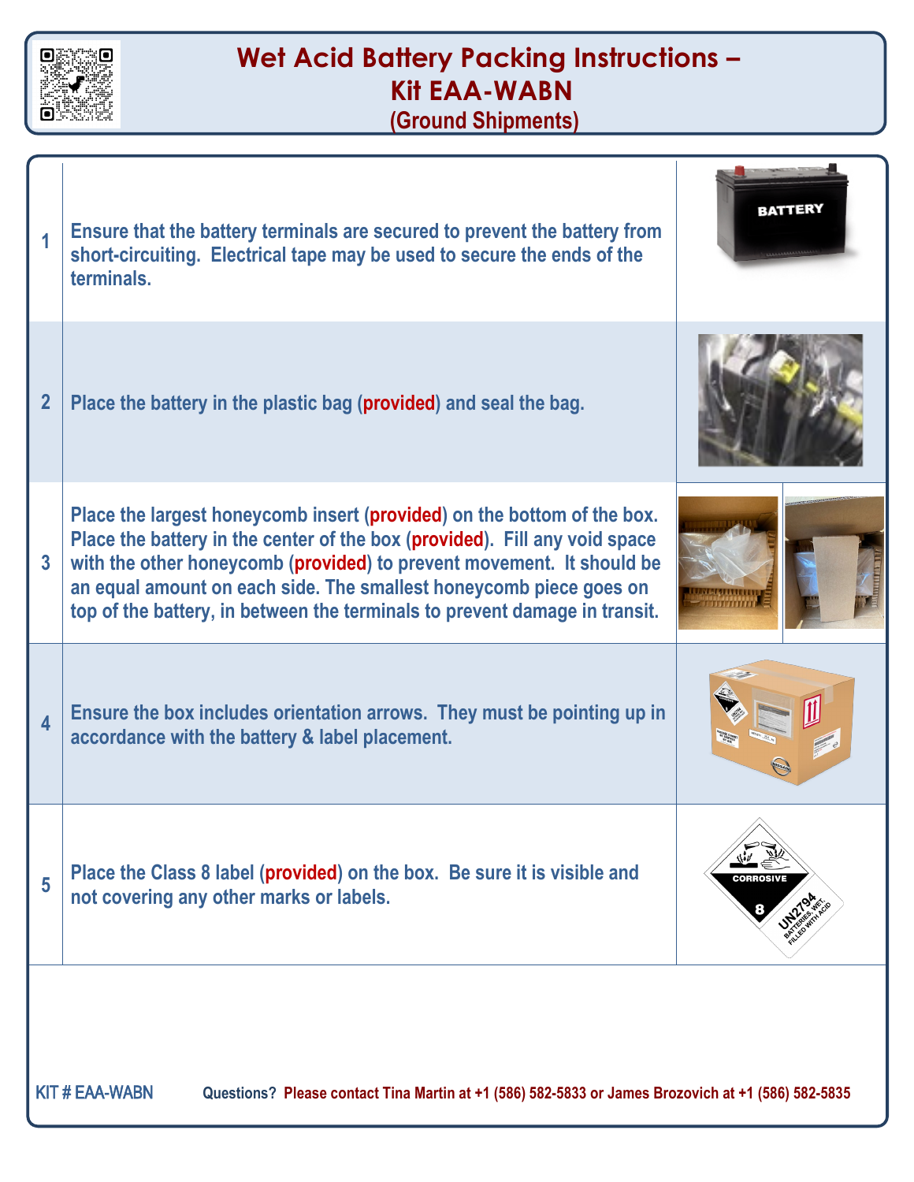# Wet Acid Battery Packing Instructions – Kit EAA-WABN

## (Ground Shipments)

| | |
|---|---|
| 1 | Ensure that the battery terminals are secured to prevent the battery from short-circuiting. Electrical tape may be used to secure the ends of the terminals. |
| 2 | Place the battery in the plastic bag (**provided**) and seal the bag. |
| 3 | Place the largest honeycomb insert (**provided**) on the bottom of the box. Place the battery in the center of the box (**provided**). Fill any void space with the other honeycomb (**provided**) to prevent movement. It should be an equal amount on each side. The smallest honeycomb piece goes on top of the battery, in between the terminals to prevent damage in transit. |
| 4 | Ensure the box includes orientation arrows. They must be pointing up in accordance with the battery & label placement. |
| 5 | Place the Class 8 label (**provided**) on the box. Be sure it is visible and not covering any other marks or labels. |

KIT # EAA-WABN     Questions? Please contact Tina Martin at +1 (586) 582-5833 or James Brozovich at +1 (586) 582-5835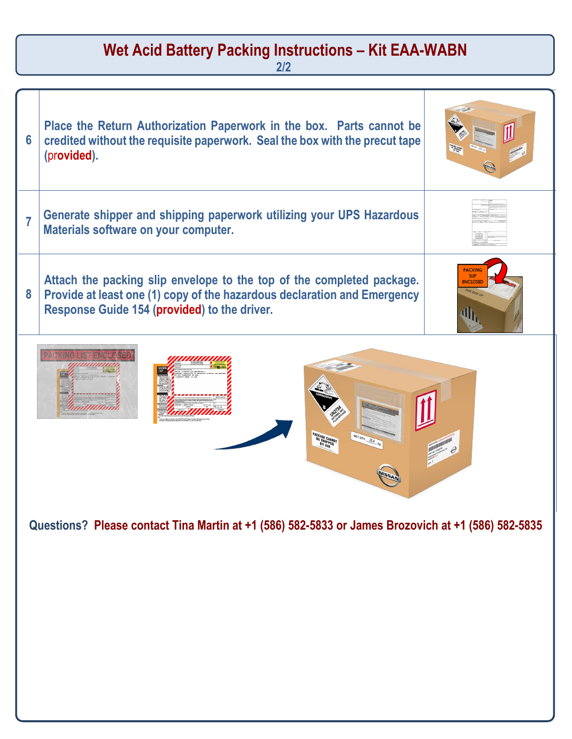# Wet Acid Battery Packing Instructions – Kit EAA-WABN

| | |
|---|---|
| 6 | Place the Return Authorization Paperwork in the box. Parts cannot be credited without the requisite paperwork. Seal the box with the precut tape (provided). |
| 7 | Generate shipper and shipping paperwork utilizing your UPS Hazardous Materials software on your computer. |
| 8 | Attach the packing slip envelope to the top of the completed package. Provide at least one (1) copy of the hazardous declaration and Emergency Response Guide 154 (provided) to the driver. |

**Questions?** **Please contact Tina Martin at +1 (586) 582-5833 or James Brozovich at +1 (586) 582-5835**